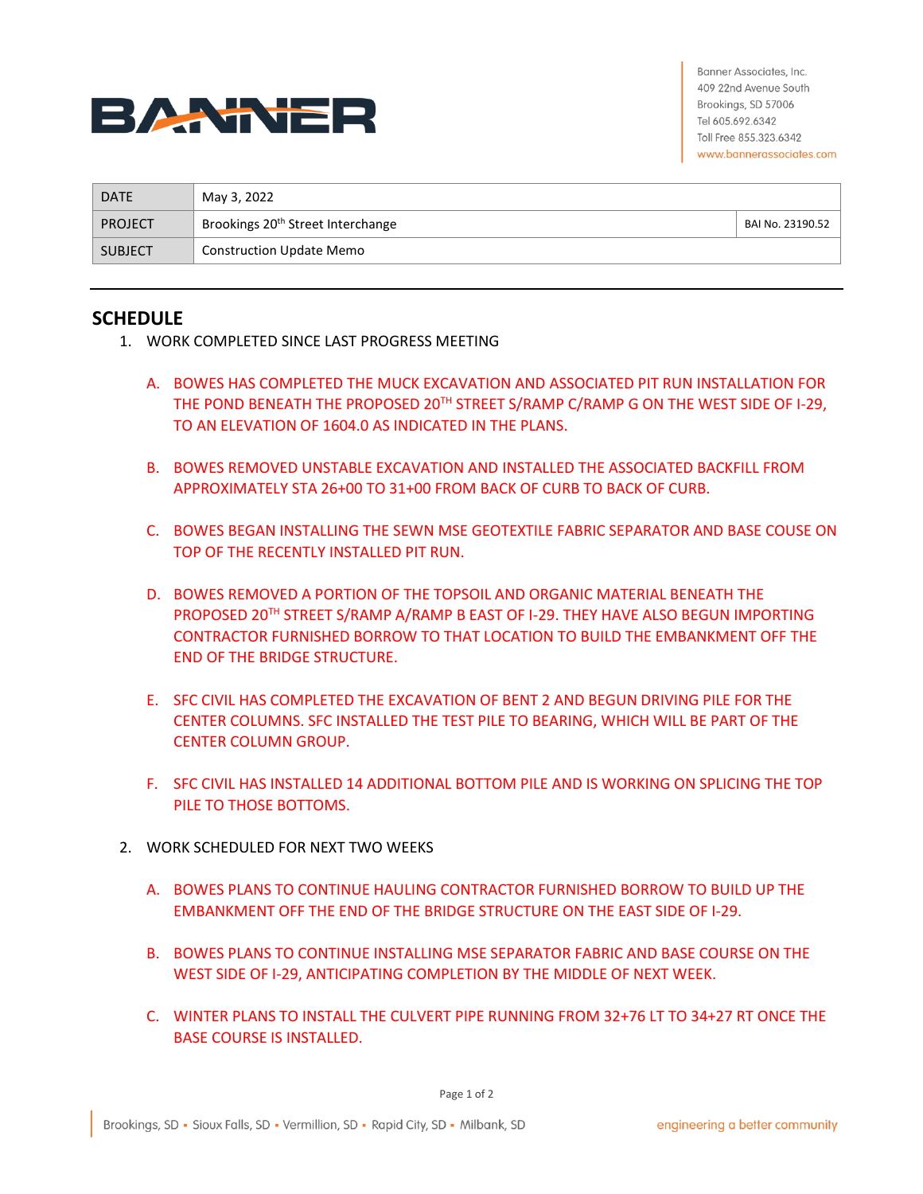Banner Associates, Inc.
409 22nd Avenue South
Brookings, SD 57006
Tel 605.692.6342
Toll Free 855.323.6342
www.bannerassociates.com

| DATE | May 3, 2022 | |
|---|---|---|
| PROJECT | Brookings 20th Street Interchange | BAI No. 23190.52 |
| SUBJECT | Construction Update Memo | |

---

## SCHEDULE

1. WORK COMPLETED SINCE LAST PROGRESS MEETING

   A. BOWES HAS COMPLETED THE MUCK EXCAVATION AND ASSOCIATED PIT RUN INSTALLATION FOR THE POND BENEATH THE PROPOSED 20TH STREET S/RAMP C/RAMP G ON THE WEST SIDE OF I-29, TO AN ELEVATION OF 1604.0 AS INDICATED IN THE PLANS.

   B. BOWES REMOVED UNSTABLE EXCAVATION AND INSTALLED THE ASSOCIATED BACKFILL FROM APPROXIMATELY STA 26+00 TO 31+00 FROM BACK OF CURB TO BACK OF CURB.

   C. BOWES BEGAN INSTALLING THE SEWN MSE GEOTEXTILE FABRIC SEPARATOR AND BASE COUSE ON TOP OF THE RECENTLY INSTALLED PIT RUN.

   D. BOWES REMOVED A PORTION OF THE TOPSOIL AND ORGANIC MATERIAL BENEATH THE PROPOSED 20TH STREET S/RAMP A/RAMP B EAST OF I-29. THEY HAVE ALSO BEGUN IMPORTING CONTRACTOR FURNISHED BORROW TO THAT LOCATION TO BUILD THE EMBANKMENT OFF THE END OF THE BRIDGE STRUCTURE.

   E. SFC CIVIL HAS COMPLETED THE EXCAVATION OF BENT 2 AND BEGUN DRIVING PILE FOR THE CENTER COLUMNS. SFC INSTALLED THE TEST PILE TO BEARING, WHICH WILL BE PART OF THE CENTER COLUMN GROUP.

   F. SFC CIVIL HAS INSTALLED 14 ADDITIONAL BOTTOM PILE AND IS WORKING ON SPLICING THE TOP PILE TO THOSE BOTTOMS.

2. WORK SCHEDULED FOR NEXT TWO WEEKS

   A. BOWES PLANS TO CONTINUE HAULING CONTRACTOR FURNISHED BORROW TO BUILD UP THE EMBANKMENT OFF THE END OF THE BRIDGE STRUCTURE ON THE EAST SIDE OF I-29.

   B. BOWES PLANS TO CONTINUE INSTALLING MSE SEPARATOR FABRIC AND BASE COURSE ON THE WEST SIDE OF I-29, ANTICIPATING COMPLETION BY THE MIDDLE OF NEXT WEEK.

   C. WINTER PLANS TO INSTALL THE CULVERT PIPE RUNNING FROM 32+76 LT TO 34+27 RT ONCE THE BASE COURSE IS INSTALLED.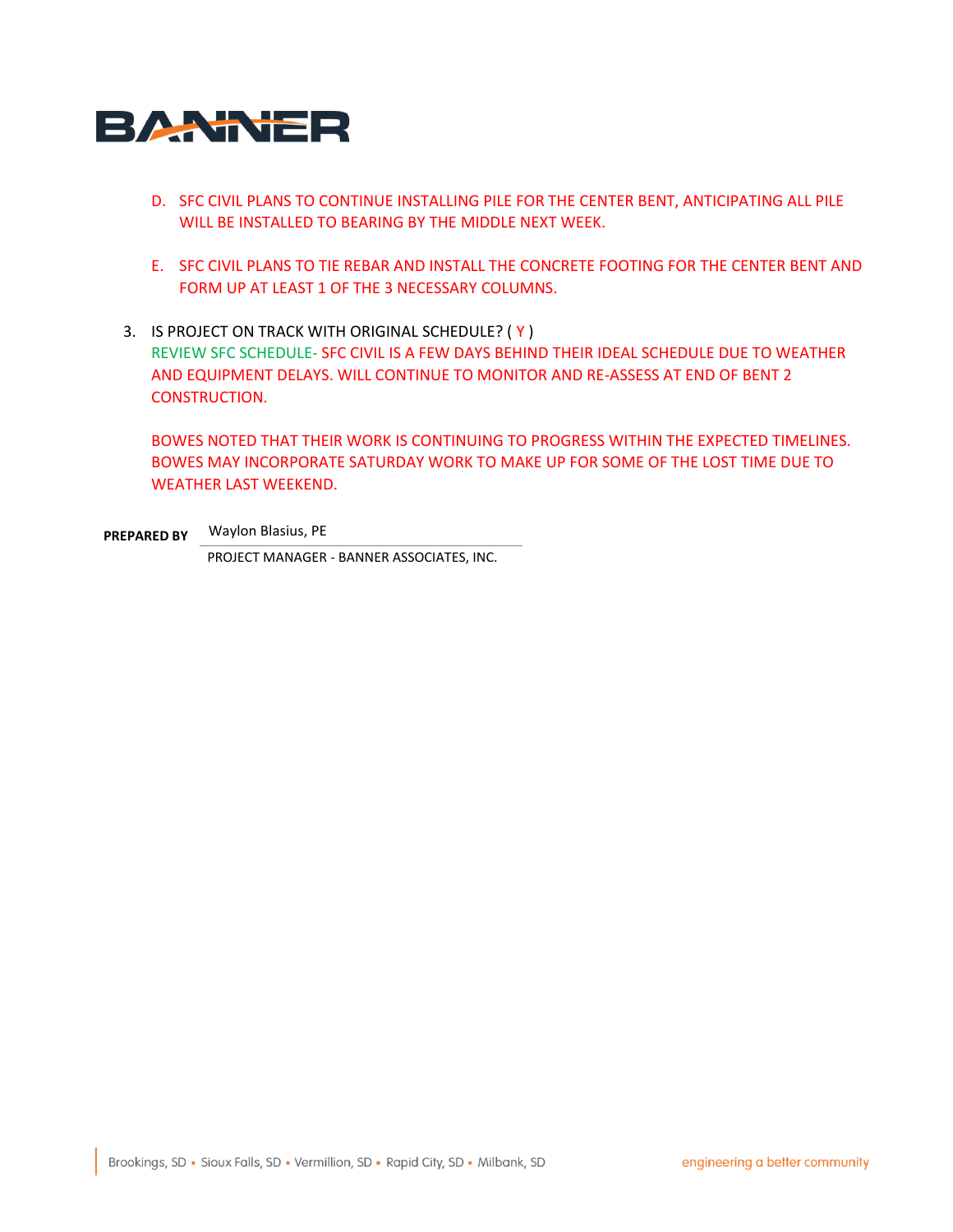D. SFC CIVIL PLANS TO CONTINUE INSTALLING PILE FOR THE CENTER BENT, ANTICIPATING ALL PILE WILL BE INSTALLED TO BEARING BY THE MIDDLE NEXT WEEK.

E. SFC CIVIL PLANS TO TIE REBAR AND INSTALL THE CONCRETE FOOTING FOR THE CENTER BENT AND FORM UP AT LEAST 1 OF THE 3 NECESSARY COLUMNS.

3. IS PROJECT ON TRACK WITH ORIGINAL SCHEDULE? ( Y )

   REVIEW SFC SCHEDULE- SFC CIVIL IS A FEW DAYS BEHIND THEIR IDEAL SCHEDULE DUE TO WEATHER AND EQUIPMENT DELAYS. WILL CONTINUE TO MONITOR AND RE-ASSESS AT END OF BENT 2 CONSTRUCTION.

   BOWES NOTED THAT THEIR WORK IS CONTINUING TO PROGRESS WITHIN THE EXPECTED TIMELINES. BOWES MAY INCORPORATE SATURDAY WORK TO MAKE UP FOR SOME OF THE LOST TIME DUE TO WEATHER LAST WEEKEND.

**PREPARED BY** Waylon Blasius, PE

PROJECT MANAGER - BANNER ASSOCIATES, INC.